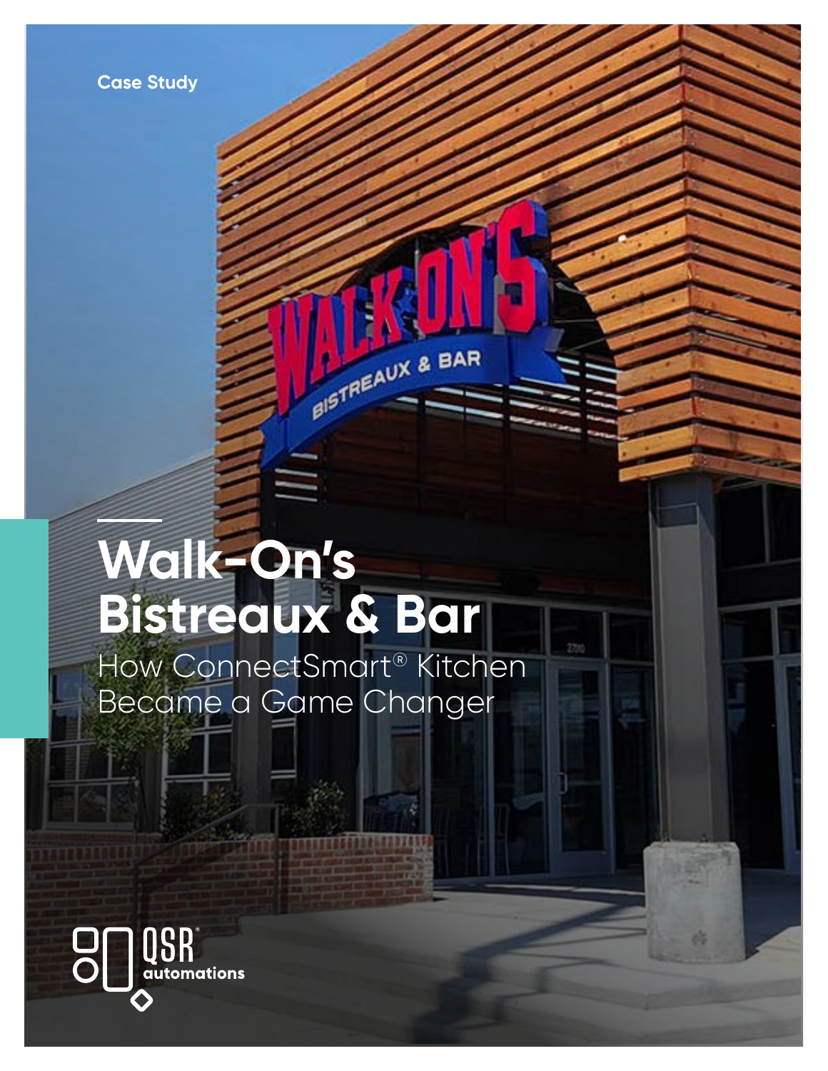Case Study

# Walk-On's Bistreaux & Bar

## How ConnectSmart® Kitchen Became a Game Changer

QSR® automations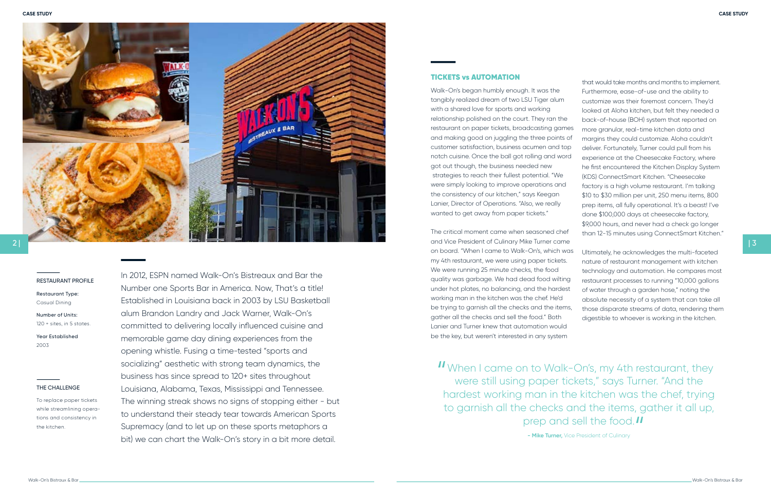### RESTAURANT PROFILE

**Restaurant Type:**
Casual Dining

**Number of Units:**
120 + sites, in 5 states.

**Year Established**
2003

### THE CHALLENGE

To replace paper tickets while streamlining operations and consistency in the kitchen.

In 2012, ESPN named Walk-On's Bistreaux and Bar the Number one Sports Bar in America. Now, That's a title! Established in Louisiana back in 2003 by LSU Basketball alum Brandon Landry and Jack Warner, Walk-On's committed to delivering locally influenced cuisine and memorable game day dining experiences from the opening whistle. Fusing a time-tested "sports and socializing" aesthetic with strong team dynamics, the business has since spread to 120+ sites throughout Louisiana, Alabama, Texas, Mississippi and Tennessee. The winning streak shows no signs of stopping either - but to understand their steady tear towards American Sports Supremacy (and to let up on these sports metaphors a bit) we can chart the Walk-On's story in a bit more detail.

## TICKETS vs AUTOMATION

Walk-On's began humbly enough. It was the tangibly realized dream of two LSU Tiger alum with a shared love for sports and working relationship polished on the court. They ran the restaurant on paper tickets, broadcasting games and making good on juggling the three points of customer satisfaction, business acumen and top notch cuisine. Once the ball got rolling and word got out though, the business needed new strategies to reach their fullest potential. "We were simply looking to improve operations and the consistency of our kitchen," says Keegan Lanier, Director of Operations. "Also, we really wanted to get away from paper tickets."

The critical moment came when seasoned chef and Vice President of Culinary Mike Turner came on board. "When I came to Walk-On's, which was my 4th restaurant, we were using paper tickets. We were running 25 minute checks, the food quality was garbage. We had dead food wilting under hot plates, no balancing, and the hardest working man in the kitchen was the chef. He'd be trying to garnish all the checks and the items, gather all the checks and sell the food." Both Lanier and Turner knew that automation would be the key, but weren't interested in any system that would take months and months to implement. Furthermore, ease-of-use and the ability to customize was their foremost concern. They'd looked at Aloha kitchen, but felt they needed a back-of-house (BOH) system that reported on more granular, real-time kitchen data and margins they could customize. Aloha couldn't deliver. Fortunately, Turner could pull from his experience at the Cheesecake Factory, where he first encountered the Kitchen Display System (KDS) ConnectSmart Kitchen. "Cheesecake factory is a high volume restaurant. I'm talking $10 to $30 million per unit, 250 menu items, 800 prep items, all fully operational. It's a beast! I've done $100,000 days at cheesecake factory, $9,000 hours, and never had a check go longer than 12-15 minutes using ConnectSmart Kitchen."

Ultimately, he acknowledges the multi-faceted nature of restaurant management with kitchen technology and automation. He compares most restaurant processes to running "10,000 gallons of water through a garden hose," noting the absolute necessity of a system that can take all those disparate streams of data, rendering them digestible to whoever is working in the kitchen.

> "When I came on to Walk-On's, my 4th restaurant, they were still using paper tickets," says Turner. "And the hardest working man in the kitchen was the chef, trying to garnish all the checks and the items, gather it all up, prep and sell the food."
>
> \- **Mike Turner,** Vice President of Culinary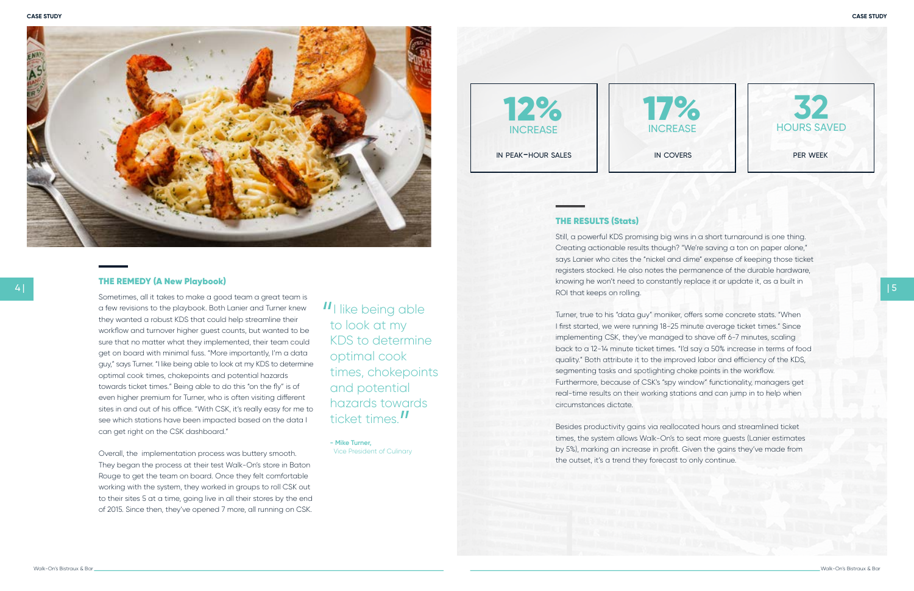## THE REMEDY (A New Playbook)

Sometimes, all it takes to make a good team a great team is a few revisions to the playbook. Both Lanier and Turner knew they wanted a robust KDS that could help streamline their workflow and turnover higher guest counts, but wanted to be sure that no matter what they implemented, their team could get on board with minimal fuss. "More importantly, I'm a data guy," says Turner. "I like being able to look at my KDS to determine optimal cook times, chokepoints and potential hazards towards ticket times." Being able to do this "on the fly" is of even higher premium for Turner, who is often visiting different sites in and out of his office. "With CSK, it's really easy for me to see which stations have been impacted based on the data I can get right on the CSK dashboard."

Overall, the implementation process was buttery smooth. They began the process at their test Walk-On's store in Baton Rouge to get the team on board. Once they felt comfortable working with the system, they worked in groups to roll CSK out to their sites 5 at a time, going live in all their stores by the end of 2015. Since then, they've opened 7 more, all running on CSK.

> "I like being able to look at my KDS to determine optimal cook times, chokepoints and potential hazards towards ticket times."
>
> **- Mike Turner,**
> Vice President of Culinary

| 12% INCREASE | 17% INCREASE | 32 HOURS SAVED |
| --- | --- | --- |
| IN PEAK-HOUR SALES | IN COVERS | PER WEEK |

## THE RESULTS (Stats)

Still, a powerful KDS promising big wins in a short turnaround is one thing. Creating actionable results though? "We're saving a ton on paper alone," says Lanier who cites the "nickel and dime" expense of keeping those ticket registers stocked. He also notes the permanence of the durable hardware, knowing he won't need to constantly replace it or update it, as a built in ROI that keeps on rolling.

Turner, true to his "data guy" moniker, offers some concrete stats. "When I first started, we were running 18-25 minute average ticket times." Since implementing CSK, they've managed to shave off 6-7 minutes, scaling back to a 12-14 minute ticket times. "I'd say a 50% increase in terms of food quality." Both attribute it to the improved labor and efficiency of the KDS, segmenting tasks and spotlighting choke points in the workflow. Furthermore, because of CSK's "spy window" functionality, managers get real-time results on their working stations and can jump in to help when circumstances dictate.

Besides productivity gains via reallocated hours and streamlined ticket times, the system allows Walk-On's to seat more guests (Lanier estimates by 5%), marking an increase in profit. Given the gains they've made from the outset, it's a trend they forecast to only continue.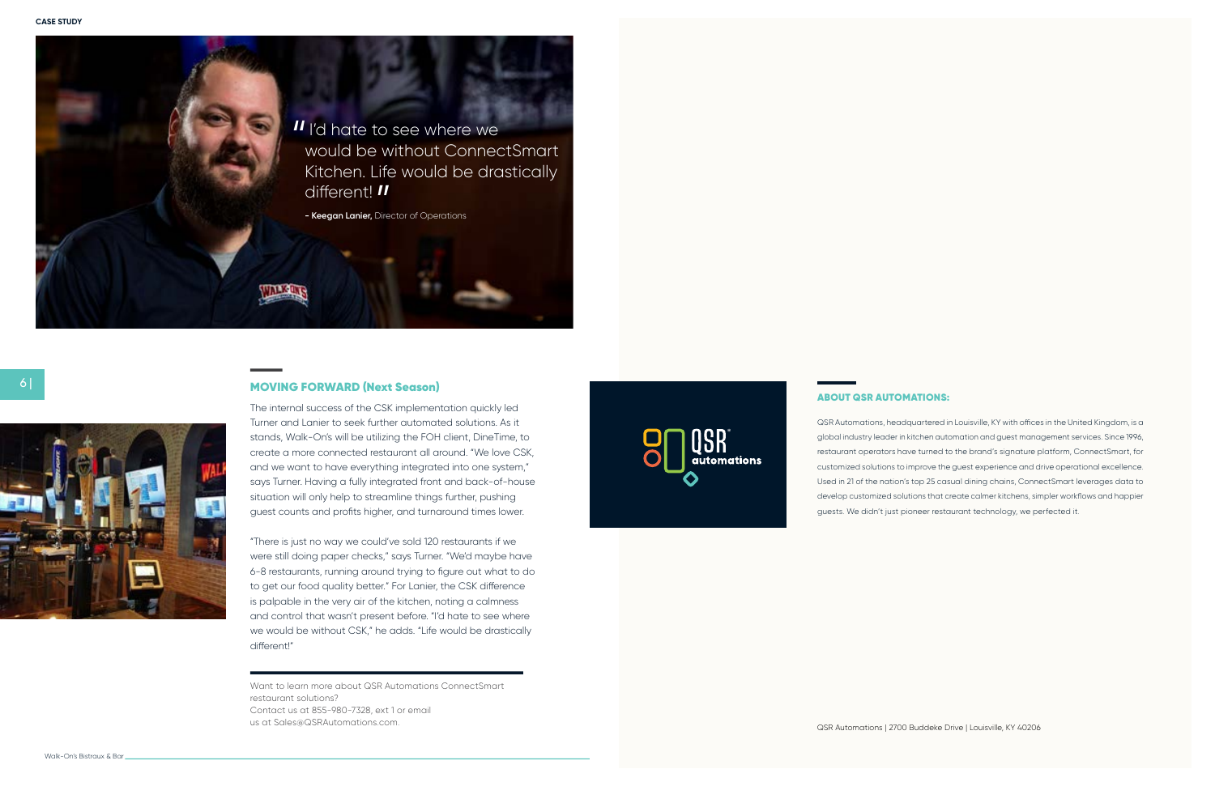"I'd hate to see where we would be without ConnectSmart Kitchen. Life would be drastically different!"

**- Keegan Lanier,** Director of Operations

## MOVING FORWARD (Next Season)

The internal success of the CSK implementation quickly led Turner and Lanier to seek further automated solutions. As it stands, Walk-On's will be utilizing the FOH client, DineTime, to create a more connected restaurant all around. "We love CSK, and we want to have everything integrated into one system," says Turner. Having a fully integrated front and back-of-house situation will only help to streamline things further, pushing guest counts and profits higher, and turnaround times lower.

"There is just no way we could've sold 120 restaurants if we were still doing paper checks," says Turner. "We'd maybe have 6-8 restaurants, running around trying to figure out what to do to get our food quality better." For Lanier, the CSK difference is palpable in the very air of the kitchen, noting a calmness and control that wasn't present before. "I'd hate to see where we would be without CSK," he adds. "Life would be drastically different!"

Want to learn more about QSR Automations ConnectSmart restaurant solutions?
Contact us at 855-980-7328, ext 1 or email us at Sales@QSRAutomations.com.

## ABOUT QSR AUTOMATIONS:

QSR Automations, headquartered in Louisville, KY with offices in the United Kingdom, is a global industry leader in kitchen automation and guest management services. Since 1996, restaurant operators have turned to the brand's signature platform, ConnectSmart, for customized solutions to improve the guest experience and drive operational excellence. Used in 21 of the nation's top 25 casual dining chains, ConnectSmart leverages data to develop customized solutions that create calmer kitchens, simpler workflows and happier guests. We didn't just pioneer restaurant technology, we perfected it.

QSR Automations | 2700 Buddeke Drive | Louisville, KY 40206